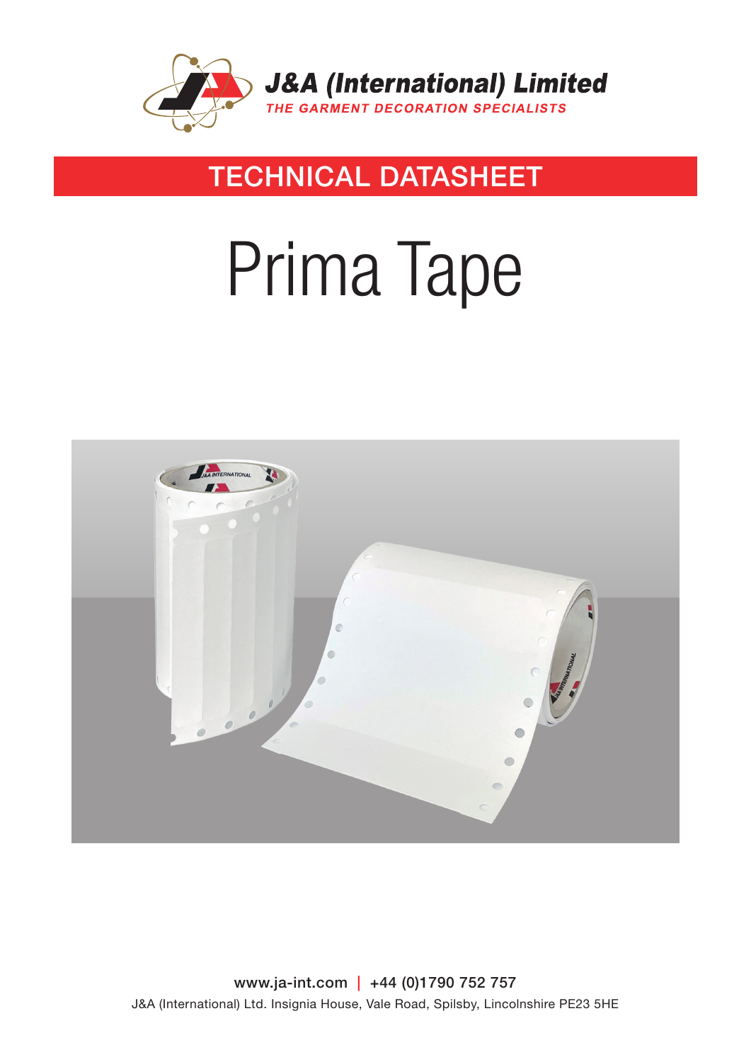J&A (International) Limited

THE GARMENT DECORATION SPECIALISTS

## TECHNICAL DATASHEET

# Prima Tape

www.ja-int.com | +44 (0)1790 752 757

J&A (International) Ltd. Insignia House, Vale Road, Spilsby, Lincolnshire PE23 5HE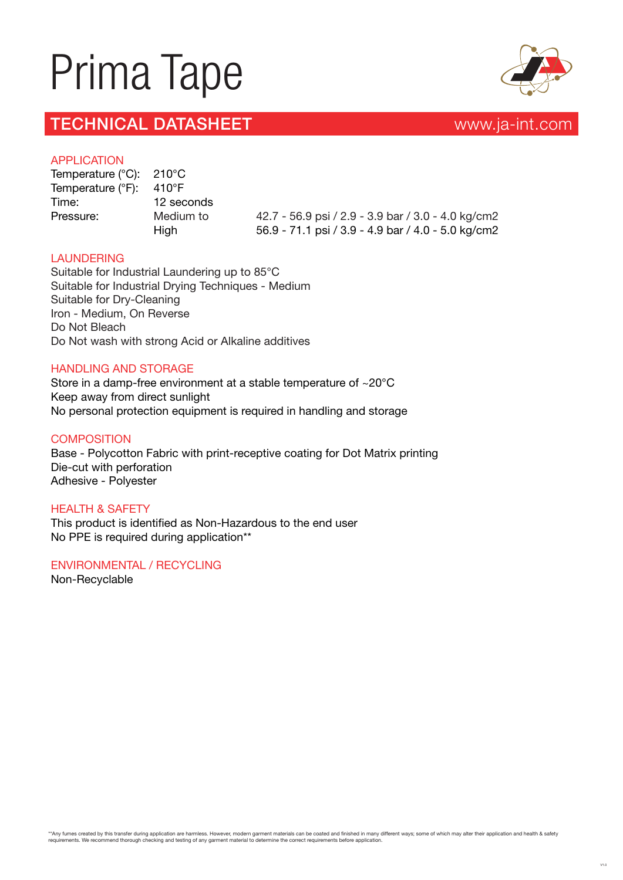# Prima Tape

## TECHNICAL DATASHEET

www.ja-int.com

### APPLICATION

| | | |
|---|---|---|
| Temperature (°C): | 210°C | |
| Temperature (°F): | 410°F | |
| Time: | 12 seconds | |
| Pressure: | Medium to | 42.7 - 56.9 psi / 2.9 - 3.9 bar / 3.0 - 4.0 kg/cm2 |
| | High | 56.9 - 71.1 psi / 3.9 - 4.9 bar / 4.0 - 5.0 kg/cm2 |

### LAUNDERING

Suitable for Industrial Laundering up to 85°C
Suitable for Industrial Drying Techniques - Medium
Suitable for Dry-Cleaning
Iron - Medium, On Reverse
Do Not Bleach
Do Not wash with strong Acid or Alkaline additives

### HANDLING AND STORAGE

Store in a damp-free environment at a stable temperature of ~20°C
Keep away from direct sunlight
No personal protection equipment is required in handling and storage

### COMPOSITION

Base - Polycotton Fabric with print-receptive coating for Dot Matrix printing
Die-cut with perforation
Adhesive - Polyester

### HEALTH & SAFETY

This product is identified as Non-Hazardous to the end user
No PPE is required during application**

### ENVIRONMENTAL / RECYCLING

Non-Recyclable

**Any fumes created by this transfer during application are harmless. However, modern garment materials can be coated and finished in many different ways; some of which may alter their application and health & safety requirements. We recommend thorough checking and testing of any garment material to determine the correct requirements before application.

V1.0